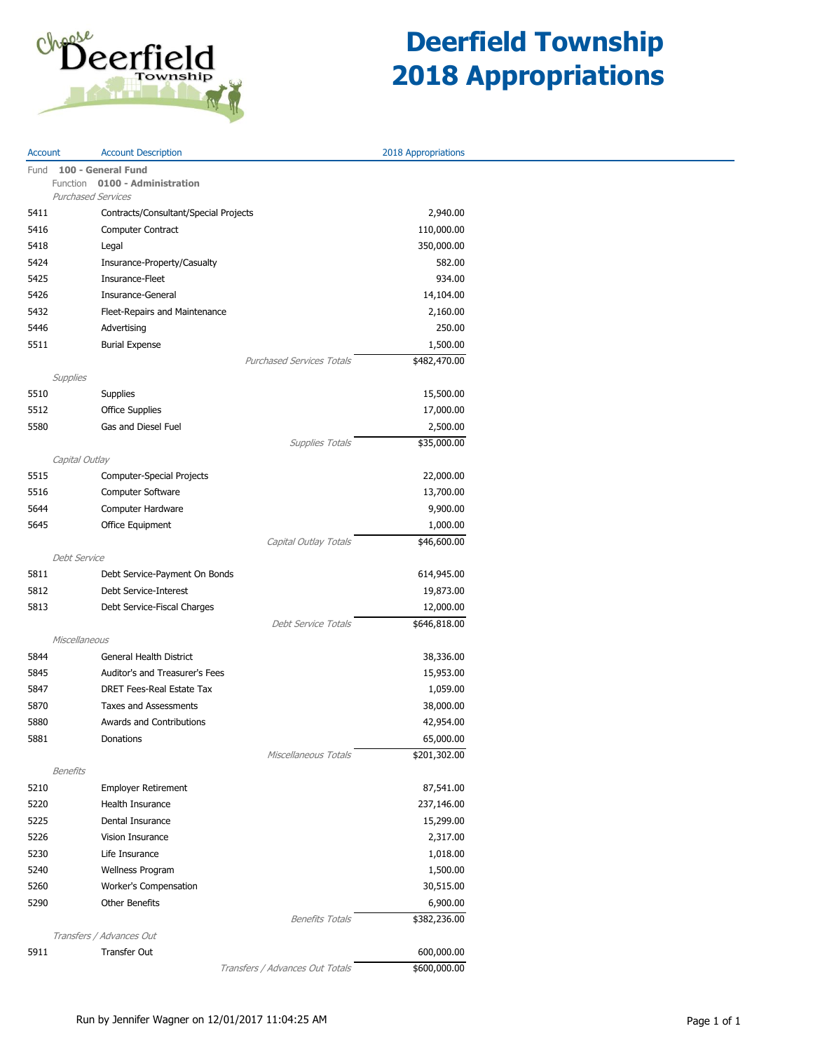# Deerfield Township 2018 Appropriations

| Account | Account Description | 2018 Appropriations |
|---|---|---|
| Fund **100 - General Fund** | | |
| Function **0100 - Administration** | | |
| *Purchased Services* | | |
| 5411 | Contracts/Consultant/Special Projects | 2,940.00 |
| 5416 | Computer Contract | 110,000.00 |
| 5418 | Legal | 350,000.00 |
| 5424 | Insurance-Property/Casualty | 582.00 |
| 5425 | Insurance-Fleet | 934.00 |
| 5426 | Insurance-General | 14,104.00 |
| 5432 | Fleet-Repairs and Maintenance | 2,160.00 |
| 5446 | Advertising | 250.00 |
| 5511 | Burial Expense | 1,500.00 |
| | *Purchased Services Totals* | $482,470.00 |
| *Supplies* | | |
| 5510 | Supplies | 15,500.00 |
| 5512 | Office Supplies | 17,000.00 |
| 5580 | Gas and Diesel Fuel | 2,500.00 |
| | *Supplies Totals* | $35,000.00 |
| *Capital Outlay* | | |
| 5515 | Computer-Special Projects | 22,000.00 |
| 5516 | Computer Software | 13,700.00 |
| 5644 | Computer Hardware | 9,900.00 |
| 5645 | Office Equipment | 1,000.00 |
| | *Capital Outlay Totals* | $46,600.00 |
| *Debt Service* | | |
| 5811 | Debt Service-Payment On Bonds | 614,945.00 |
| 5812 | Debt Service-Interest | 19,873.00 |
| 5813 | Debt Service-Fiscal Charges | 12,000.00 |
| | *Debt Service Totals* | $646,818.00 |
| *Miscellaneous* | | |
| 5844 | General Health District | 38,336.00 |
| 5845 | Auditor's and Treasurer's Fees | 15,953.00 |
| 5847 | DRET Fees-Real Estate Tax | 1,059.00 |
| 5870 | Taxes and Assessments | 38,000.00 |
| 5880 | Awards and Contributions | 42,954.00 |
| 5881 | Donations | 65,000.00 |
| | *Miscellaneous Totals* | $201,302.00 |
| *Benefits* | | |
| 5210 | Employer Retirement | 87,541.00 |
| 5220 | Health Insurance | 237,146.00 |
| 5225 | Dental Insurance | 15,299.00 |
| 5226 | Vision Insurance | 2,317.00 |
| 5230 | Life Insurance | 1,018.00 |
| 5240 | Wellness Program | 1,500.00 |
| 5260 | Worker's Compensation | 30,515.00 |
| 5290 | Other Benefits | 6,900.00 |
| | *Benefits Totals* | $382,236.00 |
| *Transfers / Advances Out* | | |
| 5911 | Transfer Out | 600,000.00 |
| | *Transfers / Advances Out Totals* | $600,000.00 |

Run by Jennifer Wagner on 12/01/2017 11:04:25 AM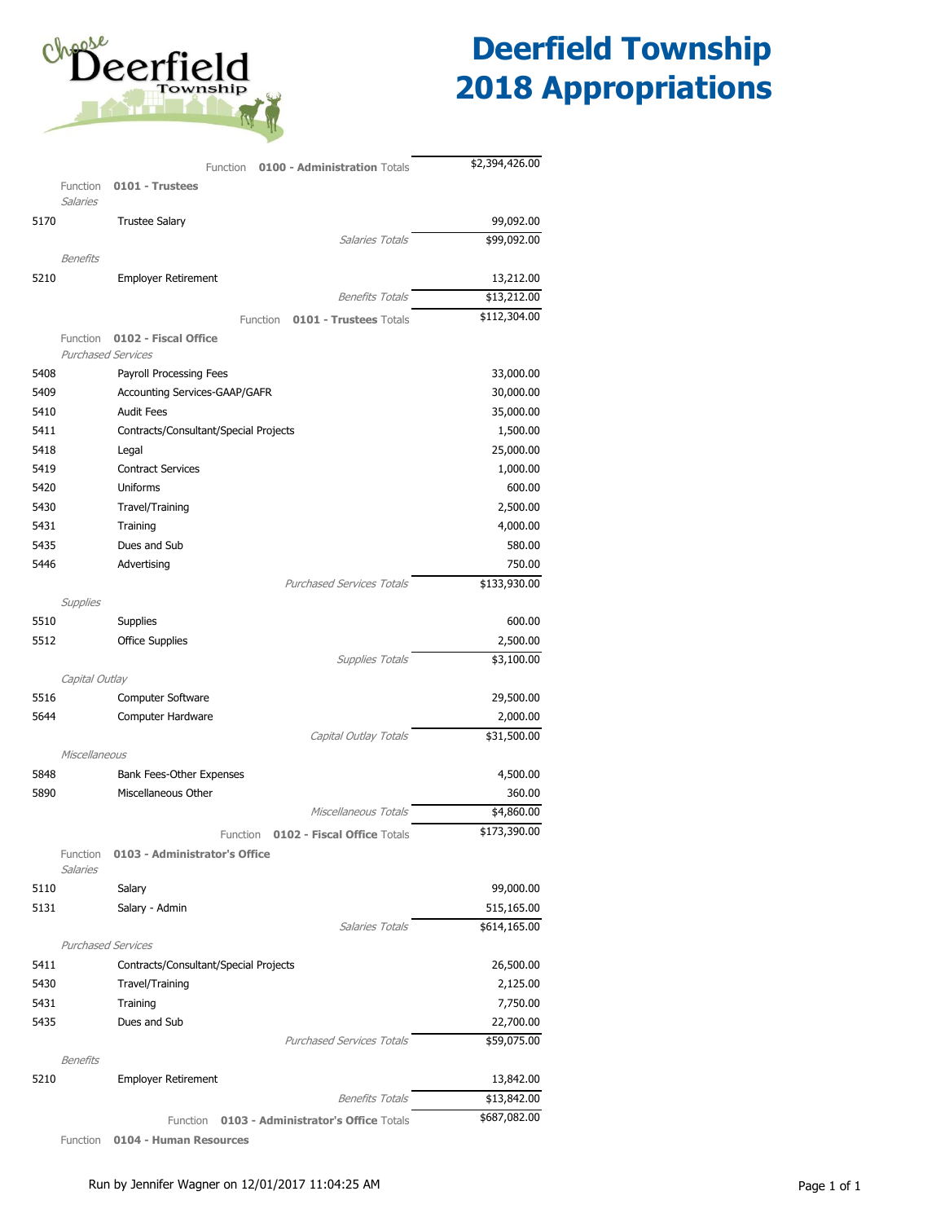# Deerfield Township 2018 Appropriations

| | | | |
|---|---|---|---|
| | | Function **0100 - Administration** Totals | $2,394,426.00 |
| Function | **0101 - Trustees** | | |
| *Salaries* | | | |
| 5170 | Trustee Salary | | 99,092.00 |
| | | *Salaries Totals* | $99,092.00 |
| *Benefits* | | | |
| 5210 | Employer Retirement | | 13,212.00 |
| | | *Benefits Totals* | $13,212.00 |
| | | Function **0101 - Trustees** Totals | $112,304.00 |
| Function | **0102 - Fiscal Office** | | |
| *Purchased Services* | | | |
| 5408 | Payroll Processing Fees | | 33,000.00 |
| 5409 | Accounting Services-GAAP/GAFR | | 30,000.00 |
| 5410 | Audit Fees | | 35,000.00 |
| 5411 | Contracts/Consultant/Special Projects | | 1,500.00 |
| 5418 | Legal | | 25,000.00 |
| 5419 | Contract Services | | 1,000.00 |
| 5420 | Uniforms | | 600.00 |
| 5430 | Travel/Training | | 2,500.00 |
| 5431 | Training | | 4,000.00 |
| 5435 | Dues and Sub | | 580.00 |
| 5446 | Advertising | | 750.00 |
| | | *Purchased Services Totals* | $133,930.00 |
| *Supplies* | | | |
| 5510 | Supplies | | 600.00 |
| 5512 | Office Supplies | | 2,500.00 |
| | | *Supplies Totals* | $3,100.00 |
| *Capital Outlay* | | | |
| 5516 | Computer Software | | 29,500.00 |
| 5644 | Computer Hardware | | 2,000.00 |
| | | *Capital Outlay Totals* | $31,500.00 |
| *Miscellaneous* | | | |
| 5848 | Bank Fees-Other Expenses | | 4,500.00 |
| 5890 | Miscellaneous Other | | 360.00 |
| | | *Miscellaneous Totals* | $4,860.00 |
| | | Function **0102 - Fiscal Office** Totals | $173,390.00 |
| Function | **0103 - Administrator's Office** | | |
| *Salaries* | | | |
| 5110 | Salary | | 99,000.00 |
| 5131 | Salary - Admin | | 515,165.00 |
| | | *Salaries Totals* | $614,165.00 |
| *Purchased Services* | | | |
| 5411 | Contracts/Consultant/Special Projects | | 26,500.00 |
| 5430 | Travel/Training | | 2,125.00 |
| 5431 | Training | | 7,750.00 |
| 5435 | Dues and Sub | | 22,700.00 |
| | | *Purchased Services Totals* | $59,075.00 |
| *Benefits* | | | |
| 5210 | Employer Retirement | | 13,842.00 |
| | | *Benefits Totals* | $13,842.00 |
| | | Function **0103 - Administrator's Office** Totals | $687,082.00 |
| Function | **0104 - Human Resources** | | |

Run by Jennifer Wagner on 12/01/2017 11:04:25 AM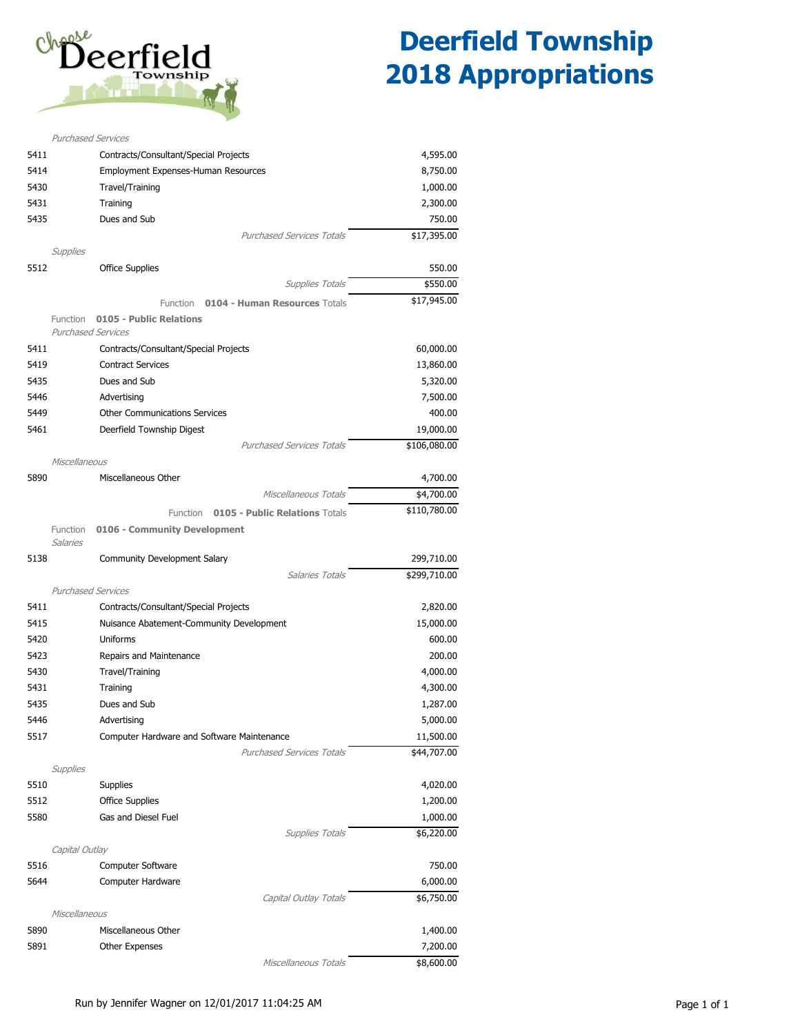# Deerfield Township 2018 Appropriations

| Code | Description | Amount |
|---|---|---|
| *Purchased Services* | | |
| 5411 | Contracts/Consultant/Special Projects | 4,595.00 |
| 5414 | Employment Expenses-Human Resources | 8,750.00 |
| 5430 | Travel/Training | 1,000.00 |
| 5431 | Training | 2,300.00 |
| 5435 | Dues and Sub | 750.00 |
| | *Purchased Services Totals* | $17,395.00 |
| *Supplies* | | |
| 5512 | Office Supplies | 550.00 |
| | *Supplies Totals* | $550.00 |
| | Function **0104 - Human Resources** Totals | $17,945.00 |
| Function **0105 - Public Relations** | | |
| *Purchased Services* | | |
| 5411 | Contracts/Consultant/Special Projects | 60,000.00 |
| 5419 | Contract Services | 13,860.00 |
| 5435 | Dues and Sub | 5,320.00 |
| 5446 | Advertising | 7,500.00 |
| 5449 | Other Communications Services | 400.00 |
| 5461 | Deerfield Township Digest | 19,000.00 |
| | *Purchased Services Totals* | $106,080.00 |
| *Miscellaneous* | | |
| 5890 | Miscellaneous Other | 4,700.00 |
| | *Miscellaneous Totals* | $4,700.00 |
| | Function **0105 - Public Relations** Totals | $110,780.00 |
| Function **0106 - Community Development** | | |
| *Salaries* | | |
| 5138 | Community Development Salary | 299,710.00 |
| | *Salaries Totals* | $299,710.00 |
| *Purchased Services* | | |
| 5411 | Contracts/Consultant/Special Projects | 2,820.00 |
| 5415 | Nuisance Abatement-Community Development | 15,000.00 |
| 5420 | Uniforms | 600.00 |
| 5423 | Repairs and Maintenance | 200.00 |
| 5430 | Travel/Training | 4,000.00 |
| 5431 | Training | 4,300.00 |
| 5435 | Dues and Sub | 1,287.00 |
| 5446 | Advertising | 5,000.00 |
| 5517 | Computer Hardware and Software Maintenance | 11,500.00 |
| | *Purchased Services Totals* | $44,707.00 |
| *Supplies* | | |
| 5510 | Supplies | 4,020.00 |
| 5512 | Office Supplies | 1,200.00 |
| 5580 | Gas and Diesel Fuel | 1,000.00 |
| | *Supplies Totals* | $6,220.00 |
| *Capital Outlay* | | |
| 5516 | Computer Software | 750.00 |
| 5644 | Computer Hardware | 6,000.00 |
| | *Capital Outlay Totals* | $6,750.00 |
| *Miscellaneous* | | |
| 5890 | Miscellaneous Other | 1,400.00 |
| 5891 | Other Expenses | 7,200.00 |
| | *Miscellaneous Totals* | $8,600.00 |

Run by Jennifer Wagner on 12/01/2017 11:04:25 AM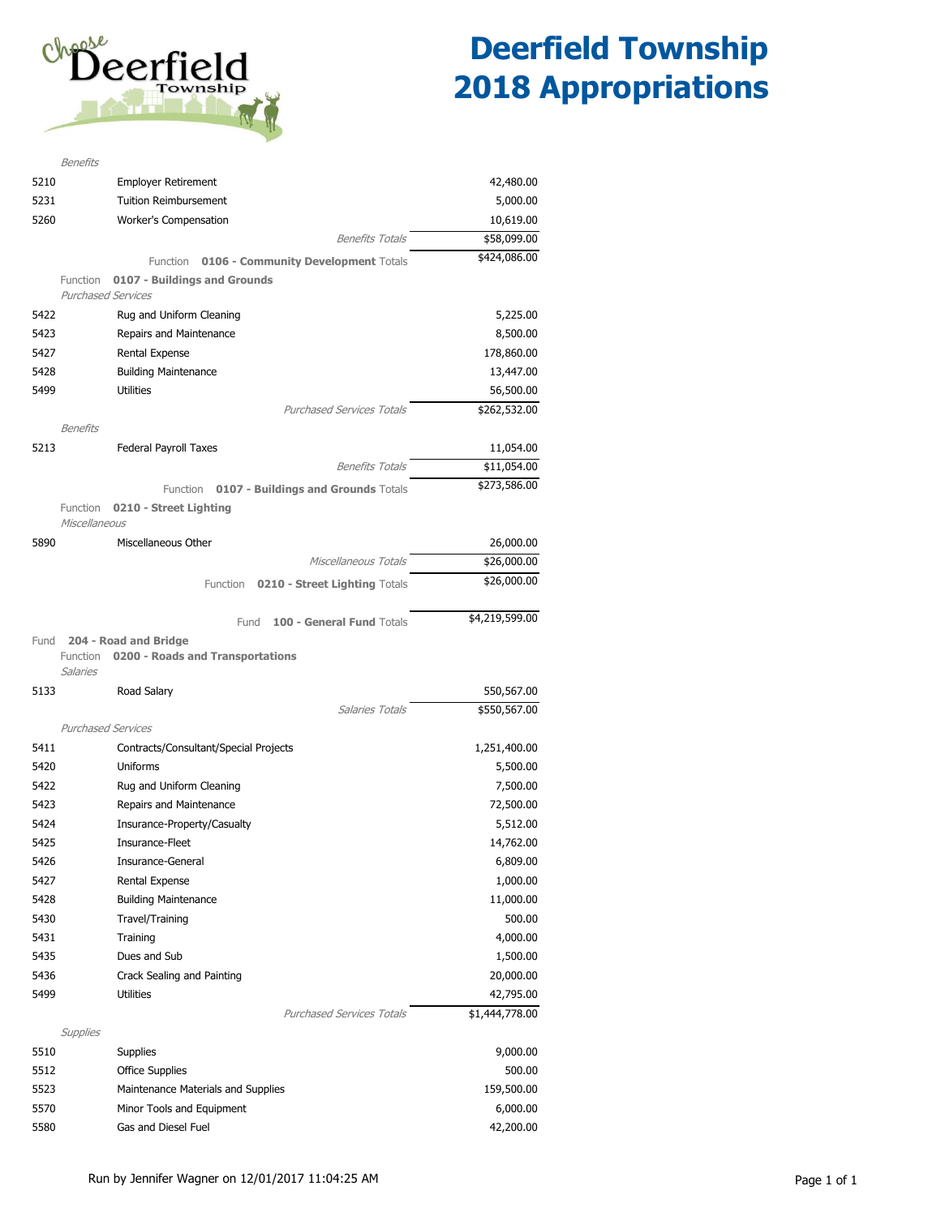# Deerfield Township 2018 Appropriations

| Code | Description | Amount |
|---|---|---|
| *Benefits* | | |
| 5210 | Employer Retirement | 42,480.00 |
| 5231 | Tuition Reimbursement | 5,000.00 |
| 5260 | Worker's Compensation | 10,619.00 |
| | *Benefits Totals* | $58,099.00 |
| | Function **0106 - Community Development** Totals | $424,086.00 |
| Function **0107 - Buildings and Grounds** | | |
| *Purchased Services* | | |
| 5422 | Rug and Uniform Cleaning | 5,225.00 |
| 5423 | Repairs and Maintenance | 8,500.00 |
| 5427 | Rental Expense | 178,860.00 |
| 5428 | Building Maintenance | 13,447.00 |
| 5499 | Utilities | 56,500.00 |
| | *Purchased Services Totals* | $262,532.00 |
| *Benefits* | | |
| 5213 | Federal Payroll Taxes | 11,054.00 |
| | *Benefits Totals* | $11,054.00 |
| | Function **0107 - Buildings and Grounds** Totals | $273,586.00 |
| Function **0210 - Street Lighting** | | |
| *Miscellaneous* | | |
| 5890 | Miscellaneous Other | 26,000.00 |
| | *Miscellaneous Totals* | $26,000.00 |
| | Function **0210 - Street Lighting** Totals | $26,000.00 |
| | Fund **100 - General Fund** Totals | $4,219,599.00 |
| Fund **204 - Road and Bridge** | | |
| Function **0200 - Roads and Transportations** | | |
| *Salaries* | | |
| 5133 | Road Salary | 550,567.00 |
| | *Salaries Totals* | $550,567.00 |
| *Purchased Services* | | |
| 5411 | Contracts/Consultant/Special Projects | 1,251,400.00 |
| 5420 | Uniforms | 5,500.00 |
| 5422 | Rug and Uniform Cleaning | 7,500.00 |
| 5423 | Repairs and Maintenance | 72,500.00 |
| 5424 | Insurance-Property/Casualty | 5,512.00 |
| 5425 | Insurance-Fleet | 14,762.00 |
| 5426 | Insurance-General | 6,809.00 |
| 5427 | Rental Expense | 1,000.00 |
| 5428 | Building Maintenance | 11,000.00 |
| 5430 | Travel/Training | 500.00 |
| 5431 | Training | 4,000.00 |
| 5435 | Dues and Sub | 1,500.00 |
| 5436 | Crack Sealing and Painting | 20,000.00 |
| 5499 | Utilities | 42,795.00 |
| | *Purchased Services Totals* | $1,444,778.00 |
| *Supplies* | | |
| 5510 | Supplies | 9,000.00 |
| 5512 | Office Supplies | 500.00 |
| 5523 | Maintenance Materials and Supplies | 159,500.00 |
| 5570 | Minor Tools and Equipment | 6,000.00 |
| 5580 | Gas and Diesel Fuel | 42,200.00 |

Run by Jennifer Wagner on 12/01/2017 11:04:25 AM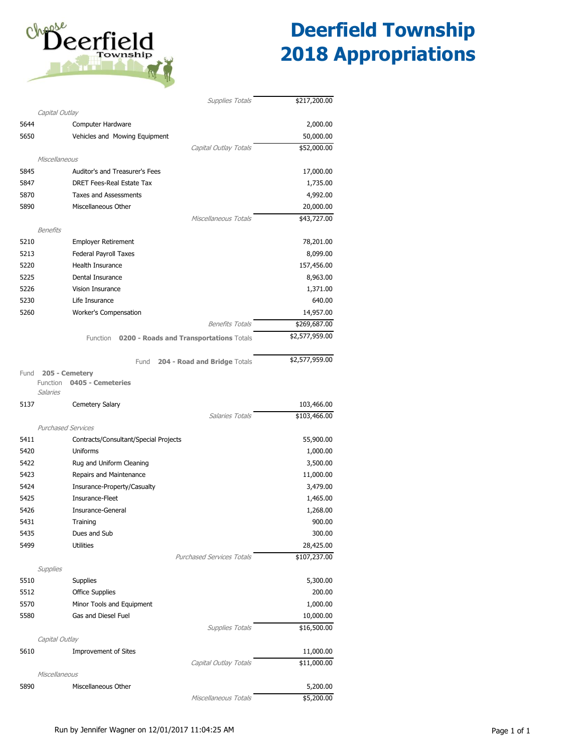# Deerfield Township 2018 Appropriations

| Code | Description | Amount |
|---|---|---|
| | *Supplies Totals* | $217,200.00 |
| | ***Capital Outlay*** | |
| 5644 | Computer Hardware | 2,000.00 |
| 5650 | Vehicles and Mowing Equipment | 50,000.00 |
| | *Capital Outlay Totals* | $52,000.00 |
| | ***Miscellaneous*** | |
| 5845 | Auditor's and Treasurer's Fees | 17,000.00 |
| 5847 | DRET Fees-Real Estate Tax | 1,735.00 |
| 5870 | Taxes and Assessments | 4,992.00 |
| 5890 | Miscellaneous Other | 20,000.00 |
| | *Miscellaneous Totals* | $43,727.00 |
| | ***Benefits*** | |
| 5210 | Employer Retirement | 78,201.00 |
| 5213 | Federal Payroll Taxes | 8,099.00 |
| 5220 | Health Insurance | 157,456.00 |
| 5225 | Dental Insurance | 8,963.00 |
| 5226 | Vision Insurance | 1,371.00 |
| 5230 | Life Insurance | 640.00 |
| 5260 | Worker's Compensation | 14,957.00 |
| | *Benefits Totals* | $269,687.00 |
| | Function **0200 - Roads and Transportations** Totals | $2,577,959.00 |
| | Fund **204 - Road and Bridge** Totals | $2,577,959.00 |

Fund **205 - Cemetery**

Function **0405 - Cemeteries**

| Code | Description | Amount |
|---|---|---|
| | ***Salaries*** | |
| 5137 | Cemetery Salary | 103,466.00 |
| | *Salaries Totals* | $103,466.00 |
| | ***Purchased Services*** | |
| 5411 | Contracts/Consultant/Special Projects | 55,900.00 |
| 5420 | Uniforms | 1,000.00 |
| 5422 | Rug and Uniform Cleaning | 3,500.00 |
| 5423 | Repairs and Maintenance | 11,000.00 |
| 5424 | Insurance-Property/Casualty | 3,479.00 |
| 5425 | Insurance-Fleet | 1,465.00 |
| 5426 | Insurance-General | 1,268.00 |
| 5431 | Training | 900.00 |
| 5435 | Dues and Sub | 300.00 |
| 5499 | Utilities | 28,425.00 |
| | *Purchased Services Totals* | $107,237.00 |
| | ***Supplies*** | |
| 5510 | Supplies | 5,300.00 |
| 5512 | Office Supplies | 200.00 |
| 5570 | Minor Tools and Equipment | 1,000.00 |
| 5580 | Gas and Diesel Fuel | 10,000.00 |
| | *Supplies Totals* | $16,500.00 |
| | ***Capital Outlay*** | |
| 5610 | Improvement of Sites | 11,000.00 |
| | *Capital Outlay Totals* | $11,000.00 |
| | ***Miscellaneous*** | |
| 5890 | Miscellaneous Other | 5,200.00 |
| | *Miscellaneous Totals* | $5,200.00 |

Run by Jennifer Wagner on 12/01/2017 11:04:25 AM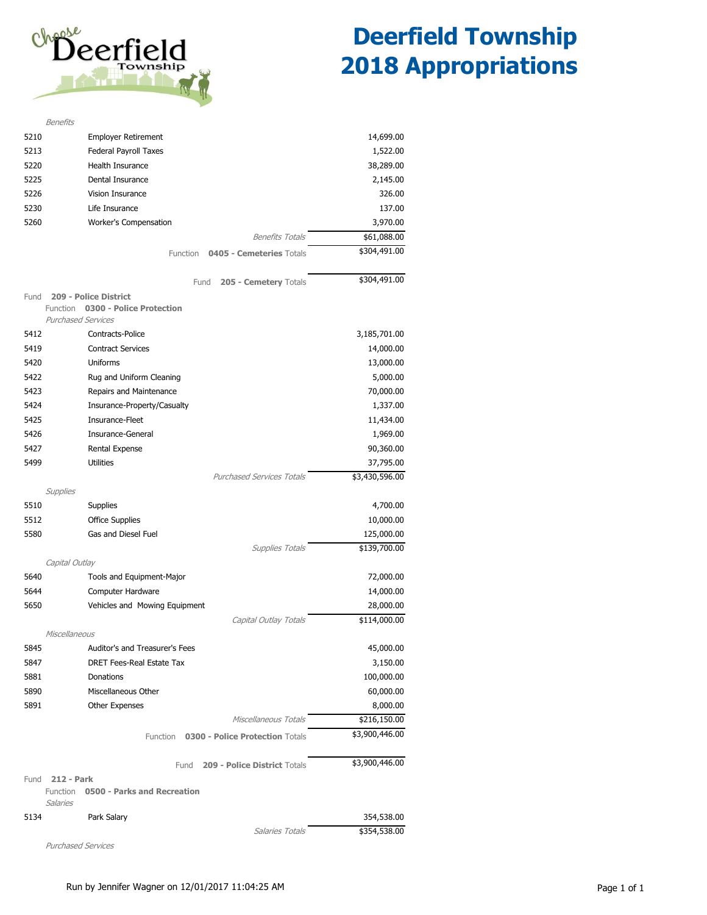# Deerfield Township 2018 Appropriations

| Code | Description | Amount |
|---|---|---|
| *Benefits* | | |
| 5210 | Employer Retirement | 14,699.00 |
| 5213 | Federal Payroll Taxes | 1,522.00 |
| 5220 | Health Insurance | 38,289.00 |
| 5225 | Dental Insurance | 2,145.00 |
| 5226 | Vision Insurance | 326.00 |
| 5230 | Life Insurance | 137.00 |
| 5260 | Worker's Compensation | 3,970.00 |
| | *Benefits Totals* | $61,088.00 |
| | Function **0405 - Cemeteries** Totals | $304,491.00 |
| | Fund **205 - Cemetery** Totals | $304,491.00 |
| Fund **209 - Police District** | | |
| Function **0300 - Police Protection** | | |
| *Purchased Services* | | |
| 5412 | Contracts-Police | 3,185,701.00 |
| 5419 | Contract Services | 14,000.00 |
| 5420 | Uniforms | 13,000.00 |
| 5422 | Rug and Uniform Cleaning | 5,000.00 |
| 5423 | Repairs and Maintenance | 70,000.00 |
| 5424 | Insurance-Property/Casualty | 1,337.00 |
| 5425 | Insurance-Fleet | 11,434.00 |
| 5426 | Insurance-General | 1,969.00 |
| 5427 | Rental Expense | 90,360.00 |
| 5499 | Utilities | 37,795.00 |
| | *Purchased Services Totals* | $3,430,596.00 |
| *Supplies* | | |
| 5510 | Supplies | 4,700.00 |
| 5512 | Office Supplies | 10,000.00 |
| 5580 | Gas and Diesel Fuel | 125,000.00 |
| | *Supplies Totals* | $139,700.00 |
| *Capital Outlay* | | |
| 5640 | Tools and Equipment-Major | 72,000.00 |
| 5644 | Computer Hardware | 14,000.00 |
| 5650 | Vehicles and Mowing Equipment | 28,000.00 |
| | *Capital Outlay Totals* | $114,000.00 |
| *Miscellaneous* | | |
| 5845 | Auditor's and Treasurer's Fees | 45,000.00 |
| 5847 | DRET Fees-Real Estate Tax | 3,150.00 |
| 5881 | Donations | 100,000.00 |
| 5890 | Miscellaneous Other | 60,000.00 |
| 5891 | Other Expenses | 8,000.00 |
| | *Miscellaneous Totals* | $216,150.00 |
| | Function **0300 - Police Protection** Totals | $3,900,446.00 |
| | Fund **209 - Police District** Totals | $3,900,446.00 |
| Fund **212 - Park** | | |
| Function **0500 - Parks and Recreation** | | |
| *Salaries* | | |
| 5134 | Park Salary | 354,538.00 |
| | *Salaries Totals* | $354,538.00 |
| *Purchased Services* | | |

Run by Jennifer Wagner on 12/01/2017 11:04:25 AM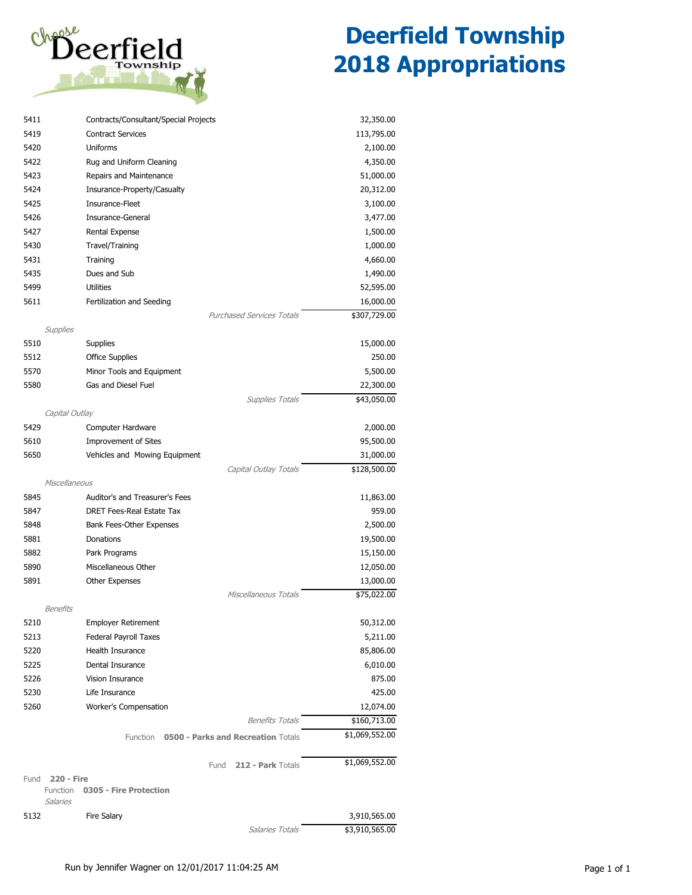# Deerfield Township 2018 Appropriations

| Account | Description | Amount |
|---|---|---|
| 5411 | Contracts/Consultant/Special Projects | 32,350.00 |
| 5419 | Contract Services | 113,795.00 |
| 5420 | Uniforms | 2,100.00 |
| 5422 | Rug and Uniform Cleaning | 4,350.00 |
| 5423 | Repairs and Maintenance | 51,000.00 |
| 5424 | Insurance-Property/Casualty | 20,312.00 |
| 5425 | Insurance-Fleet | 3,100.00 |
| 5426 | Insurance-General | 3,477.00 |
| 5427 | Rental Expense | 1,500.00 |
| 5430 | Travel/Training | 1,000.00 |
| 5431 | Training | 4,660.00 |
| 5435 | Dues and Sub | 1,490.00 |
| 5499 | Utilities | 52,595.00 |
| 5611 | Fertilization and Seeding | 16,000.00 |
| | *Purchased Services Totals* | $307,729.00 |
| *Supplies* | | |
| 5510 | Supplies | 15,000.00 |
| 5512 | Office Supplies | 250.00 |
| 5570 | Minor Tools and Equipment | 5,500.00 |
| 5580 | Gas and Diesel Fuel | 22,300.00 |
| | *Supplies Totals* | $43,050.00 |
| *Capital Outlay* | | |
| 5429 | Computer Hardware | 2,000.00 |
| 5610 | Improvement of Sites | 95,500.00 |
| 5650 | Vehicles and Mowing Equipment | 31,000.00 |
| | *Capital Outlay Totals* | $128,500.00 |
| *Miscellaneous* | | |
| 5845 | Auditor's and Treasurer's Fees | 11,863.00 |
| 5847 | DRET Fees-Real Estate Tax | 959.00 |
| 5848 | Bank Fees-Other Expenses | 2,500.00 |
| 5881 | Donations | 19,500.00 |
| 5882 | Park Programs | 15,150.00 |
| 5890 | Miscellaneous Other | 12,050.00 |
| 5891 | Other Expenses | 13,000.00 |
| | *Miscellaneous Totals* | $75,022.00 |
| *Benefits* | | |
| 5210 | Employer Retirement | 50,312.00 |
| 5213 | Federal Payroll Taxes | 5,211.00 |
| 5220 | Health Insurance | 85,806.00 |
| 5225 | Dental Insurance | 6,010.00 |
| 5226 | Vision Insurance | 875.00 |
| 5230 | Life Insurance | 425.00 |
| 5260 | Worker's Compensation | 12,074.00 |
| | *Benefits Totals* | $160,713.00 |
| | Function **0500 - Parks and Recreation** Totals | $1,069,552.00 |
| | Fund **212 - Park** Totals | $1,069,552.00 |
| Fund **220 - Fire** | | |
| Function **0305 - Fire Protection** | | |
| *Salaries* | | |
| 5132 | Fire Salary | 3,910,565.00 |
| | *Salaries Totals* | $3,910,565.00 |

Run by Jennifer Wagner on 12/01/2017 11:04:25 AM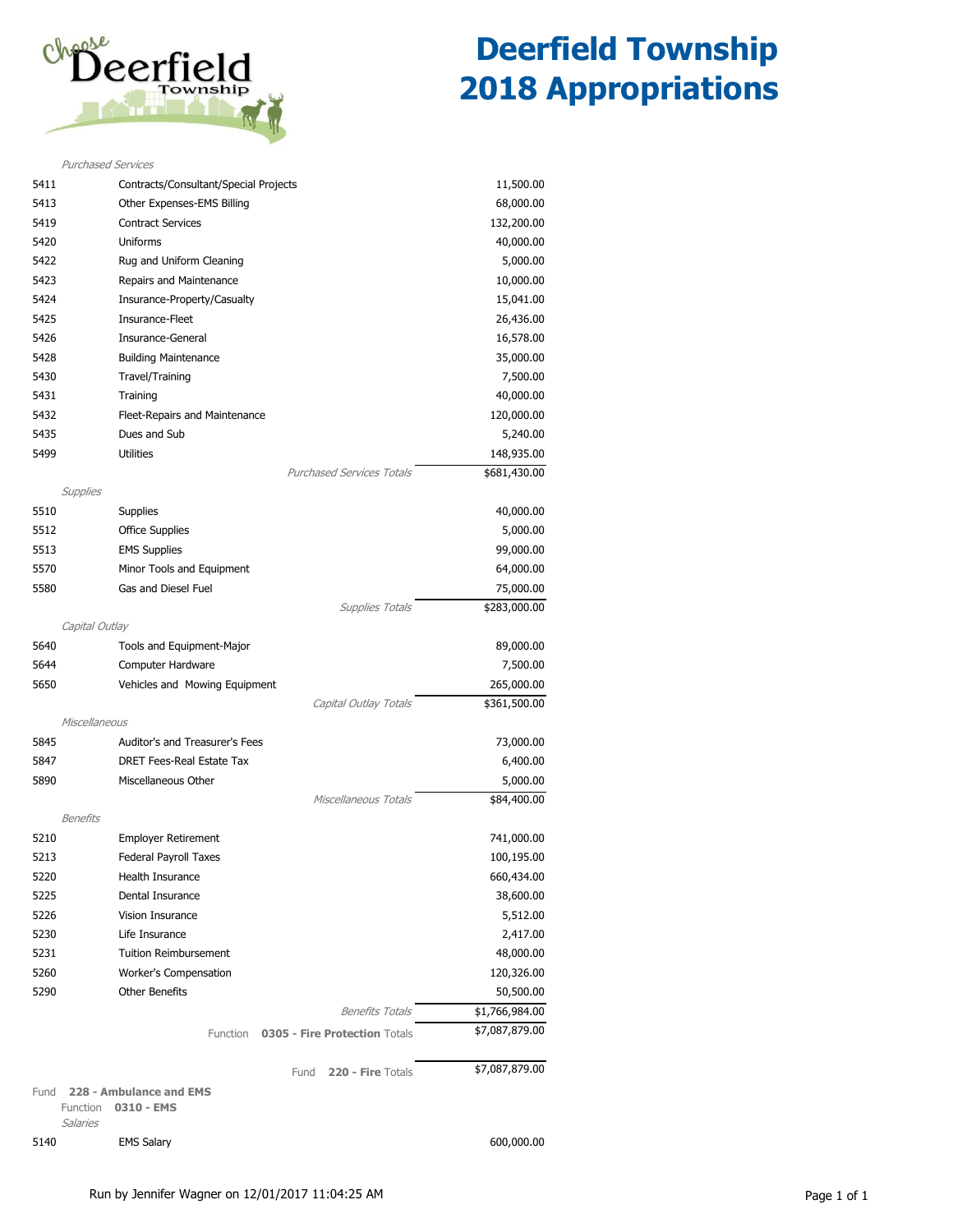# Deerfield Township 2018 Appropriations

*Purchased Services*

| Code | Description | Amount |
|---|---|---|
| 5411 | Contracts/Consultant/Special Projects | 11,500.00 |
| 5413 | Other Expenses-EMS Billing | 68,000.00 |
| 5419 | Contract Services | 132,200.00 |
| 5420 | Uniforms | 40,000.00 |
| 5422 | Rug and Uniform Cleaning | 5,000.00 |
| 5423 | Repairs and Maintenance | 10,000.00 |
| 5424 | Insurance-Property/Casualty | 15,041.00 |
| 5425 | Insurance-Fleet | 26,436.00 |
| 5426 | Insurance-General | 16,578.00 |
| 5428 | Building Maintenance | 35,000.00 |
| 5430 | Travel/Training | 7,500.00 |
| 5431 | Training | 40,000.00 |
| 5432 | Fleet-Repairs and Maintenance | 120,000.00 |
| 5435 | Dues and Sub | 5,240.00 |
| 5499 | Utilities | 148,935.00 |
| | *Purchased Services Totals* | $681,430.00 |

*Supplies*

| Code | Description | Amount |
|---|---|---|
| 5510 | Supplies | 40,000.00 |
| 5512 | Office Supplies | 5,000.00 |
| 5513 | EMS Supplies | 99,000.00 |
| 5570 | Minor Tools and Equipment | 64,000.00 |
| 5580 | Gas and Diesel Fuel | 75,000.00 |
| | *Supplies Totals* | $283,000.00 |

*Capital Outlay*

| Code | Description | Amount |
|---|---|---|
| 5640 | Tools and Equipment-Major | 89,000.00 |
| 5644 | Computer Hardware | 7,500.00 |
| 5650 | Vehicles and Mowing Equipment | 265,000.00 |
| | *Capital Outlay Totals* | $361,500.00 |

*Miscellaneous*

| Code | Description | Amount |
|---|---|---|
| 5845 | Auditor's and Treasurer's Fees | 73,000.00 |
| 5847 | DRET Fees-Real Estate Tax | 6,400.00 |
| 5890 | Miscellaneous Other | 5,000.00 |
| | *Miscellaneous Totals* | $84,400.00 |

*Benefits*

| Code | Description | Amount |
|---|---|---|
| 5210 | Employer Retirement | 741,000.00 |
| 5213 | Federal Payroll Taxes | 100,195.00 |
| 5220 | Health Insurance | 660,434.00 |
| 5225 | Dental Insurance | 38,600.00 |
| 5226 | Vision Insurance | 5,512.00 |
| 5230 | Life Insurance | 2,417.00 |
| 5231 | Tuition Reimbursement | 48,000.00 |
| 5260 | Worker's Compensation | 120,326.00 |
| 5290 | Other Benefits | 50,500.00 |
| | *Benefits Totals* | $1,766,984.00 |
| | Function **0305 - Fire Protection** Totals | $7,087,879.00 |
| | Fund **220 - Fire** Totals | $7,087,879.00 |

Fund **228 - Ambulance and EMS**

Function **0310 - EMS**

*Salaries*

| Code | Description | Amount |
|---|---|---|
| 5140 | EMS Salary | 600,000.00 |

Run by Jennifer Wagner on 12/01/2017 11:04:25 AM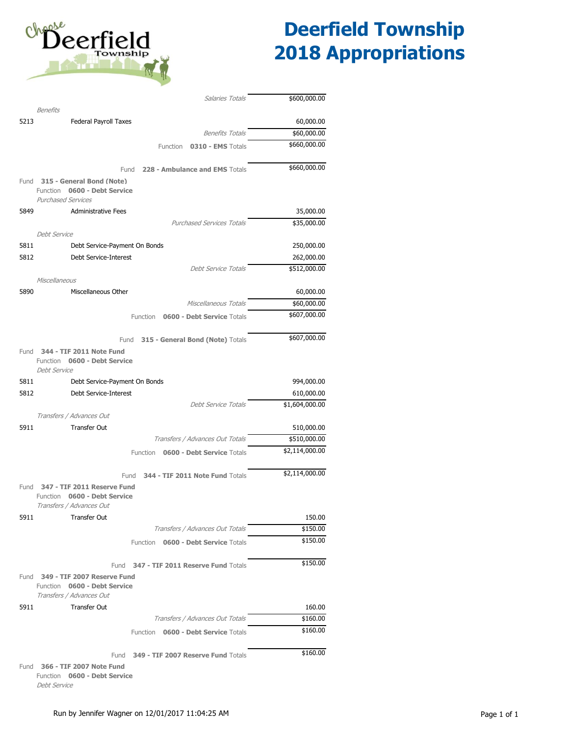# Deerfield Township 2018 Appropriations

| Account | Description | Amount |
|---|---|---|
| | *Salaries Totals* | $600,000.00 |
| *Benefits* | | |
| 5213 | Federal Payroll Taxes | 60,000.00 |
| | *Benefits Totals* | $60,000.00 |
| | Function **0310 - EMS** Totals | $660,000.00 |
| | Fund **228 - Ambulance and EMS** Totals | $660,000.00 |
| Fund **315 - General Bond (Note)** | | |
| Function **0600 - Debt Service** | | |
| *Purchased Services* | | |
| 5849 | Administrative Fees | 35,000.00 |
| | *Purchased Services Totals* | $35,000.00 |
| *Debt Service* | | |
| 5811 | Debt Service-Payment On Bonds | 250,000.00 |
| 5812 | Debt Service-Interest | 262,000.00 |
| | *Debt Service Totals* | $512,000.00 |
| *Miscellaneous* | | |
| 5890 | Miscellaneous Other | 60,000.00 |
| | *Miscellaneous Totals* | $60,000.00 |
| | Function **0600 - Debt Service** Totals | $607,000.00 |
| | Fund **315 - General Bond (Note)** Totals | $607,000.00 |
| Fund **344 - TIF 2011 Note Fund** | | |
| Function **0600 - Debt Service** | | |
| *Debt Service* | | |
| 5811 | Debt Service-Payment On Bonds | 994,000.00 |
| 5812 | Debt Service-Interest | 610,000.00 |
| | *Debt Service Totals* | $1,604,000.00 |
| *Transfers / Advances Out* | | |
| 5911 | Transfer Out | 510,000.00 |
| | *Transfers / Advances Out Totals* | $510,000.00 |
| | Function **0600 - Debt Service** Totals | $2,114,000.00 |
| | Fund **344 - TIF 2011 Note Fund** Totals | $2,114,000.00 |
| Fund **347 - TIF 2011 Reserve Fund** | | |
| Function **0600 - Debt Service** | | |
| *Transfers / Advances Out* | | |
| 5911 | Transfer Out | 150.00 |
| | *Transfers / Advances Out Totals* | $150.00 |
| | Function **0600 - Debt Service** Totals | $150.00 |
| | Fund **347 - TIF 2011 Reserve Fund** Totals | $150.00 |
| Fund **349 - TIF 2007 Reserve Fund** | | |
| Function **0600 - Debt Service** | | |
| *Transfers / Advances Out* | | |
| 5911 | Transfer Out | 160.00 |
| | *Transfers / Advances Out Totals* | $160.00 |
| | Function **0600 - Debt Service** Totals | $160.00 |
| | Fund **349 - TIF 2007 Reserve Fund** Totals | $160.00 |
| Fund **366 - TIF 2007 Note Fund** | | |
| Function **0600 - Debt Service** | | |
| *Debt Service* | | |

Run by Jennifer Wagner on 12/01/2017 11:04:25 AM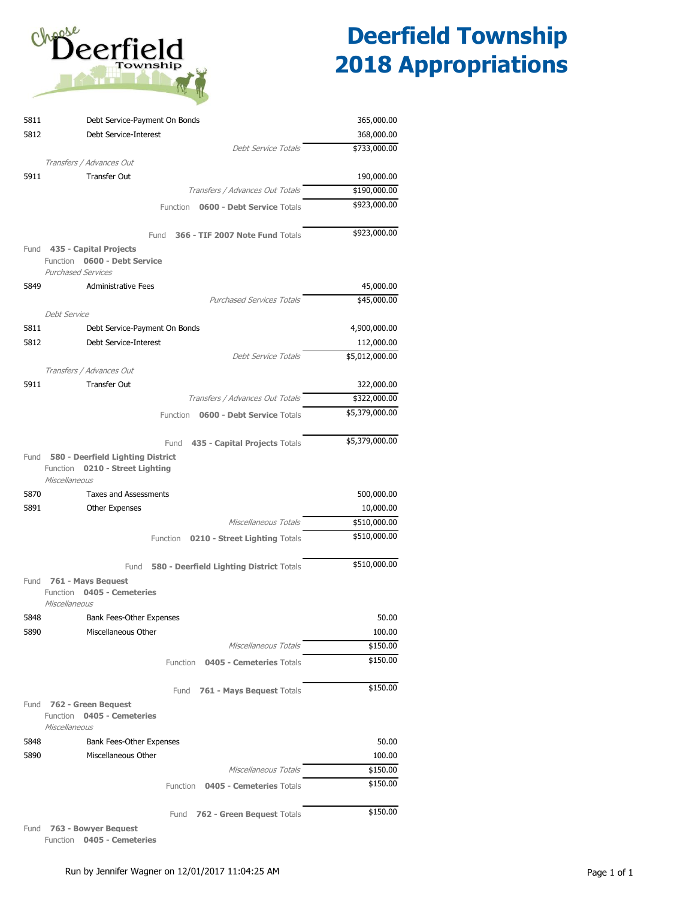# Deerfield Township 2018 Appropriations

| Code | Description | Amount |
|---|---|---|
| 5811 | Debt Service-Payment On Bonds | 365,000.00 |
| 5812 | Debt Service-Interest | 368,000.00 |
| | *Debt Service Totals* | $733,000.00 |
| | *Transfers / Advances Out* | |
| 5911 | Transfer Out | 190,000.00 |
| | *Transfers / Advances Out Totals* | $190,000.00 |
| | Function **0600 - Debt Service** Totals | $923,000.00 |
| | Fund **366 - TIF 2007 Note Fund** Totals | $923,000.00 |

Fund **435 - Capital Projects**
Function **0600 - Debt Service**
*Purchased Services*

| Code | Description | Amount |
|---|---|---|
| 5849 | Administrative Fees | 45,000.00 |
| | *Purchased Services Totals* | $45,000.00 |
| | *Debt Service* | |
| 5811 | Debt Service-Payment On Bonds | 4,900,000.00 |
| 5812 | Debt Service-Interest | 112,000.00 |
| | *Debt Service Totals* | $5,012,000.00 |
| | *Transfers / Advances Out* | |
| 5911 | Transfer Out | 322,000.00 |
| | *Transfers / Advances Out Totals* | $322,000.00 |
| | Function **0600 - Debt Service** Totals | $5,379,000.00 |
| | Fund **435 - Capital Projects** Totals | $5,379,000.00 |

Fund **580 - Deerfield Lighting District**
Function **0210 - Street Lighting**
*Miscellaneous*

| Code | Description | Amount |
|---|---|---|
| 5870 | Taxes and Assessments | 500,000.00 |
| 5891 | Other Expenses | 10,000.00 |
| | *Miscellaneous Totals* | $510,000.00 |
| | Function **0210 - Street Lighting** Totals | $510,000.00 |
| | Fund **580 - Deerfield Lighting District** Totals | $510,000.00 |

Fund **761 - Mays Bequest**
Function **0405 - Cemeteries**
*Miscellaneous*

| Code | Description | Amount |
|---|---|---|
| 5848 | Bank Fees-Other Expenses | 50.00 |
| 5890 | Miscellaneous Other | 100.00 |
| | *Miscellaneous Totals* | $150.00 |
| | Function **0405 - Cemeteries** Totals | $150.00 |
| | Fund **761 - Mays Bequest** Totals | $150.00 |

Fund **762 - Green Bequest**
Function **0405 - Cemeteries**
*Miscellaneous*

| Code | Description | Amount |
|---|---|---|
| 5848 | Bank Fees-Other Expenses | 50.00 |
| 5890 | Miscellaneous Other | 100.00 |
| | *Miscellaneous Totals* | $150.00 |
| | Function **0405 - Cemeteries** Totals | $150.00 |
| | Fund **762 - Green Bequest** Totals | $150.00 |

Fund **763 - Bowyer Bequest**
Function **0405 - Cemeteries**

Run by Jennifer Wagner on 12/01/2017 11:04:25 AM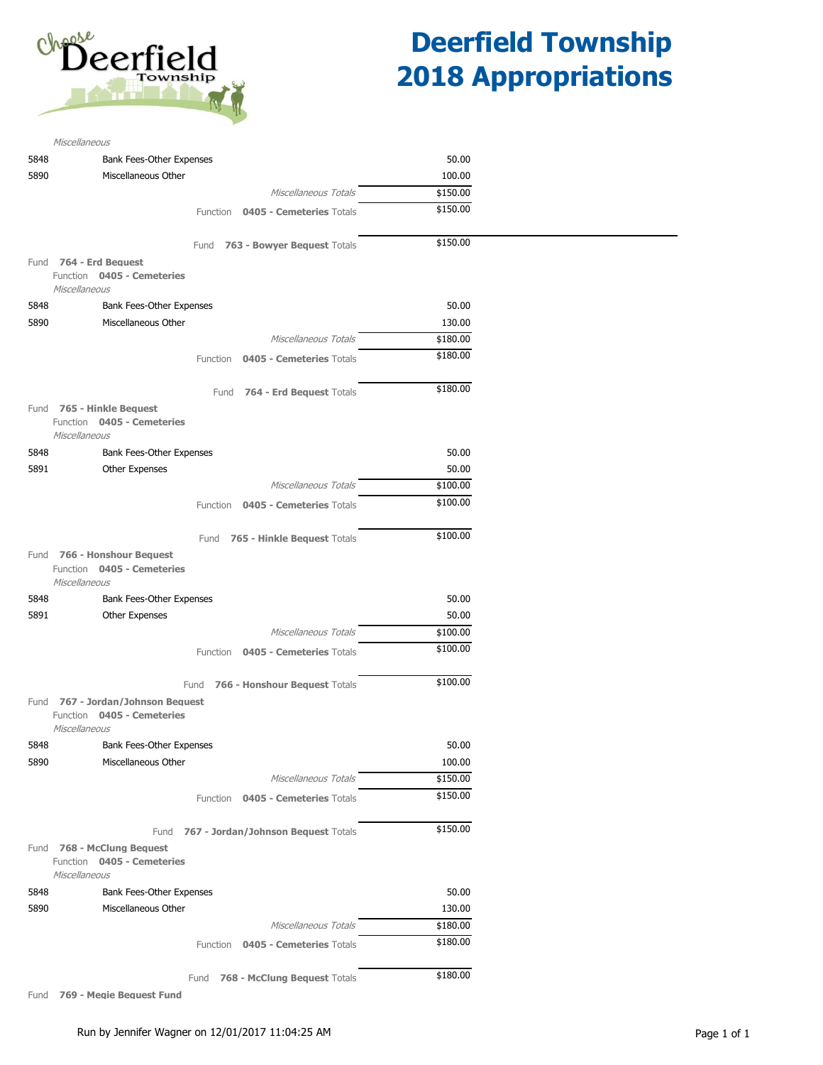# Deerfield Township 2018 Appropriations

*Miscellaneous*

| | | |
|---|---|---|
| 5848 | Bank Fees-Other Expenses | 50.00 |
| 5890 | Miscellaneous Other | 100.00 |
| | *Miscellaneous Totals* | $150.00 |
| | Function **0405 - Cemeteries** Totals | $150.00 |
| | Fund **763 - Bowyer Bequest** Totals | $150.00 |

Fund **764 - Erd Bequest**
Function **0405 - Cemeteries**
*Miscellaneous*

| | | |
|---|---|---|
| 5848 | Bank Fees-Other Expenses | 50.00 |
| 5890 | Miscellaneous Other | 130.00 |
| | *Miscellaneous Totals* | $180.00 |
| | Function **0405 - Cemeteries** Totals | $180.00 |
| | Fund **764 - Erd Bequest** Totals | $180.00 |

Fund **765 - Hinkle Bequest**
Function **0405 - Cemeteries**
*Miscellaneous*

| | | |
|---|---|---|
| 5848 | Bank Fees-Other Expenses | 50.00 |
| 5891 | Other Expenses | 50.00 |
| | *Miscellaneous Totals* | $100.00 |
| | Function **0405 - Cemeteries** Totals | $100.00 |
| | Fund **765 - Hinkle Bequest** Totals | $100.00 |

Fund **766 - Honshour Bequest**
Function **0405 - Cemeteries**
*Miscellaneous*

| | | |
|---|---|---|
| 5848 | Bank Fees-Other Expenses | 50.00 |
| 5891 | Other Expenses | 50.00 |
| | *Miscellaneous Totals* | $100.00 |
| | Function **0405 - Cemeteries** Totals | $100.00 |
| | Fund **766 - Honshour Bequest** Totals | $100.00 |

Fund **767 - Jordan/Johnson Bequest**
Function **0405 - Cemeteries**
*Miscellaneous*

| | | |
|---|---|---|
| 5848 | Bank Fees-Other Expenses | 50.00 |
| 5890 | Miscellaneous Other | 100.00 |
| | *Miscellaneous Totals* | $150.00 |
| | Function **0405 - Cemeteries** Totals | $150.00 |
| | Fund **767 - Jordan/Johnson Bequest** Totals | $150.00 |

Fund **768 - McClung Bequest**
Function **0405 - Cemeteries**
*Miscellaneous*

| | | |
|---|---|---|
| 5848 | Bank Fees-Other Expenses | 50.00 |
| 5890 | Miscellaneous Other | 130.00 |
| | *Miscellaneous Totals* | $180.00 |
| | Function **0405 - Cemeteries** Totals | $180.00 |
| | Fund **768 - McClung Bequest** Totals | $180.00 |

Fund **769 - Megie Bequest Fund**

Run by Jennifer Wagner on 12/01/2017 11:04:25 AM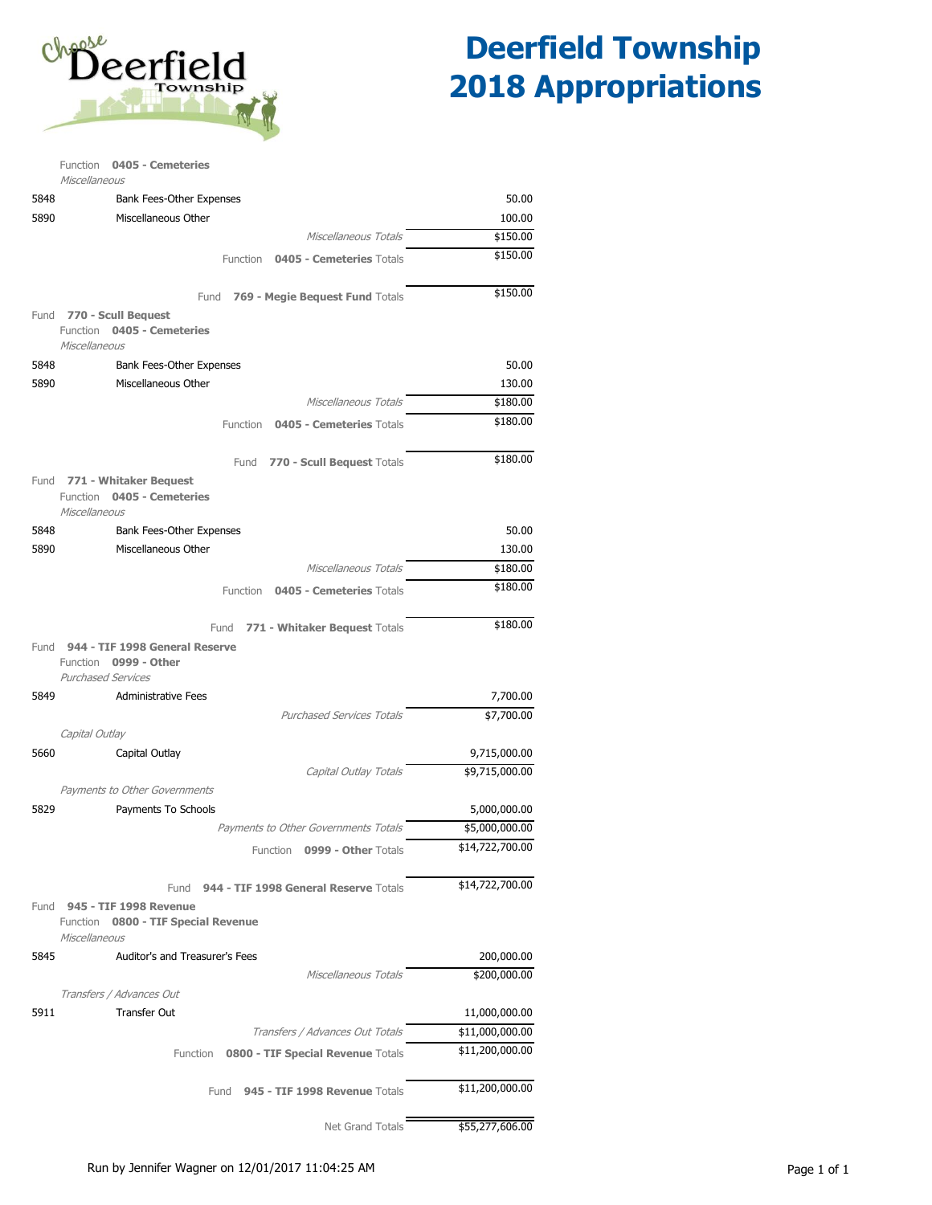# Deerfield Township 2018 Appropriations

| | | |
|---|---|---|
| | Function **0405 - Cemeteries** | |
| | *Miscellaneous* | |
| 5848 | Bank Fees-Other Expenses | 50.00 |
| 5890 | Miscellaneous Other | 100.00 |
| | *Miscellaneous Totals* | $150.00 |
| | Function **0405 - Cemeteries** Totals | $150.00 |
| | Fund **769 - Megie Bequest Fund** Totals | $150.00 |
| | Fund **770 - Scull Bequest** | |
| | Function **0405 - Cemeteries** | |
| | *Miscellaneous* | |
| 5848 | Bank Fees-Other Expenses | 50.00 |
| 5890 | Miscellaneous Other | 130.00 |
| | *Miscellaneous Totals* | $180.00 |
| | Function **0405 - Cemeteries** Totals | $180.00 |
| | Fund **770 - Scull Bequest** Totals | $180.00 |
| | Fund **771 - Whitaker Bequest** | |
| | Function **0405 - Cemeteries** | |
| | *Miscellaneous* | |
| 5848 | Bank Fees-Other Expenses | 50.00 |
| 5890 | Miscellaneous Other | 130.00 |
| | *Miscellaneous Totals* | $180.00 |
| | Function **0405 - Cemeteries** Totals | $180.00 |
| | Fund **771 - Whitaker Bequest** Totals | $180.00 |
| | Fund **944 - TIF 1998 General Reserve** | |
| | Function **0999 - Other** | |
| | *Purchased Services* | |
| 5849 | Administrative Fees | 7,700.00 |
| | *Purchased Services Totals* | $7,700.00 |
| | *Capital Outlay* | |
| 5660 | Capital Outlay | 9,715,000.00 |
| | *Capital Outlay Totals* | $9,715,000.00 |
| | *Payments to Other Governments* | |
| 5829 | Payments To Schools | 5,000,000.00 |
| | *Payments to Other Governments Totals* | $5,000,000.00 |
| | Function **0999 - Other** Totals | $14,722,700.00 |
| | Fund **944 - TIF 1998 General Reserve** Totals | $14,722,700.00 |
| | Fund **945 - TIF 1998 Revenue** | |
| | Function **0800 - TIF Special Revenue** | |
| | *Miscellaneous* | |
| 5845 | Auditor's and Treasurer's Fees | 200,000.00 |
| | *Miscellaneous Totals* | $200,000.00 |
| | *Transfers / Advances Out* | |
| 5911 | Transfer Out | 11,000,000.00 |
| | *Transfers / Advances Out Totals* | $11,000,000.00 |
| | Function **0800 - TIF Special Revenue** Totals | $11,200,000.00 |
| | Fund **945 - TIF 1998 Revenue** Totals | $11,200,000.00 |
| | Net Grand Totals | $55,277,606.00 |

Run by Jennifer Wagner on 12/01/2017 11:04:25 AM